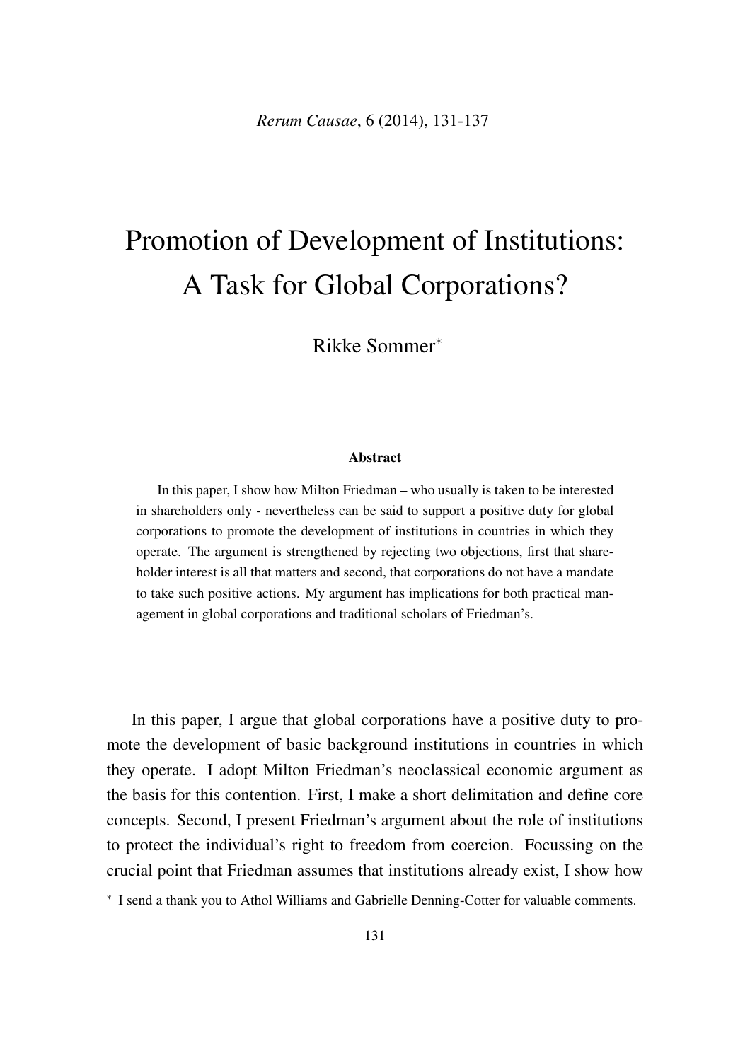# Promotion of Development of Institutions: A Task for Global Corporations?

Rikke Sommer*

**Abstract**

In this paper, I show how Milton Friedman – who usually is taken to be interested in shareholders only - nevertheless can be said to support a positive duty for global corporations to promote the development of institutions in countries in which they operate. The argument is strengthened by rejecting two objections, first that shareholder interest is all that matters and second, that corporations do not have a mandate to take such positive actions. My argument has implications for both practical management in global corporations and traditional scholars of Friedman's.

---

In this paper, I argue that global corporations have a positive duty to promote the development of basic background institutions in countries in which they operate. I adopt Milton Friedman's neoclassical economic argument as the basis for this contention. First, I make a short delimitation and define core concepts. Second, I present Friedman's argument about the role of institutions to protect the individual's right to freedom from coercion. Focussing on the crucial point that Friedman assumes that institutions already exist, I show how

* I send a thank you to Athol Williams and Gabrielle Denning-Cotter for valuable comments.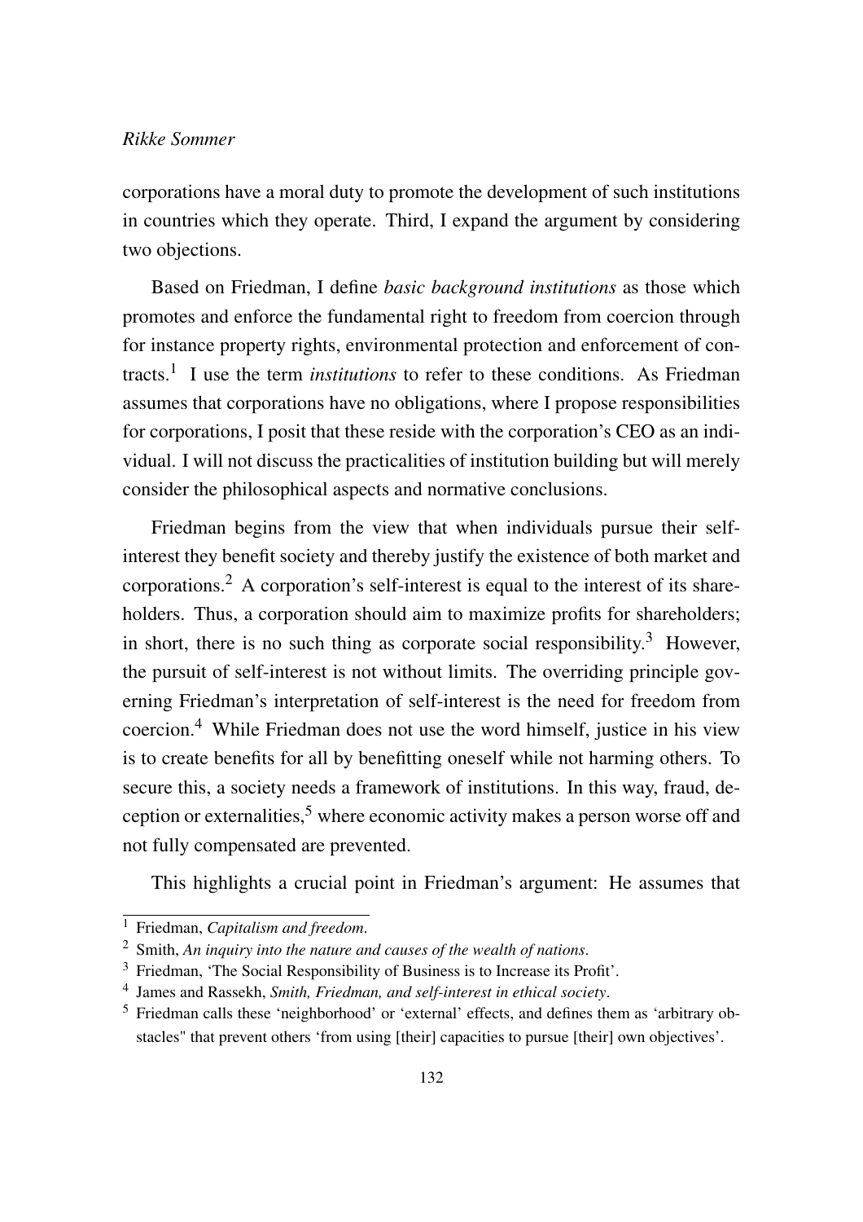corporations have a moral duty to promote the development of such institutions in countries which they operate. Third, I expand the argument by considering two objections.

Based on Friedman, I define *basic background institutions* as those which promotes and enforce the fundamental right to freedom from coercion through for instance property rights, environmental protection and enforcement of contracts.[1] I use the term *institutions* to refer to these conditions. As Friedman assumes that corporations have no obligations, where I propose responsibilities for corporations, I posit that these reside with the corporation's CEO as an individual. I will not discuss the practicalities of institution building but will merely consider the philosophical aspects and normative conclusions.

Friedman begins from the view that when individuals pursue their self-interest they benefit society and thereby justify the existence of both market and corporations.[2] A corporation's self-interest is equal to the interest of its shareholders. Thus, a corporation should aim to maximize profits for shareholders; in short, there is no such thing as corporate social responsibility.[3] However, the pursuit of self-interest is not without limits. The overriding principle governing Friedman's interpretation of self-interest is the need for freedom from coercion.[4] While Friedman does not use the word himself, justice in his view is to create benefits for all by benefitting oneself while not harming others. To secure this, a society needs a framework of institutions. In this way, fraud, deception or externalities,[5] where economic activity makes a person worse off and not fully compensated are prevented.

This highlights a crucial point in Friedman's argument: He assumes that

---

[1] Friedman, *Capitalism and freedom*.

[2] Smith, *An inquiry into the nature and causes of the wealth of nations*.

[3] Friedman, 'The Social Responsibility of Business is to Increase its Profit'.

[4] James and Rassekh, *Smith, Friedman, and self-interest in ethical society*.

[5] Friedman calls these 'neighborhood' or 'external' effects, and defines them as 'arbitrary obstacles" that prevent others 'from using [their] capacities to pursue [their] own objectives'.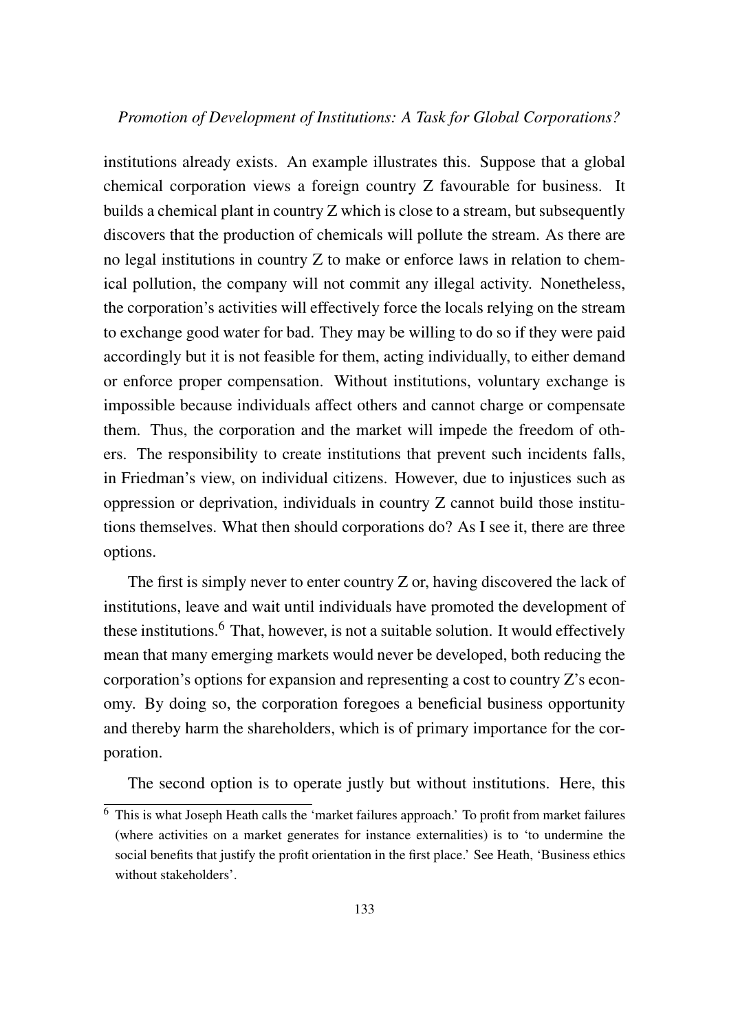institutions already exists. An example illustrates this. Suppose that a global chemical corporation views a foreign country Z favourable for business. It builds a chemical plant in country Z which is close to a stream, but subsequently discovers that the production of chemicals will pollute the stream. As there are no legal institutions in country Z to make or enforce laws in relation to chemical pollution, the company will not commit any illegal activity. Nonetheless, the corporation's activities will effectively force the locals relying on the stream to exchange good water for bad. They may be willing to do so if they were paid accordingly but it is not feasible for them, acting individually, to either demand or enforce proper compensation. Without institutions, voluntary exchange is impossible because individuals affect others and cannot charge or compensate them. Thus, the corporation and the market will impede the freedom of others. The responsibility to create institutions that prevent such incidents falls, in Friedman's view, on individual citizens. However, due to injustices such as oppression or deprivation, individuals in country Z cannot build those institutions themselves. What then should corporations do? As I see it, there are three options.

The first is simply never to enter country Z or, having discovered the lack of institutions, leave and wait until individuals have promoted the development of these institutions.[6] That, however, is not a suitable solution. It would effectively mean that many emerging markets would never be developed, both reducing the corporation's options for expansion and representing a cost to country Z's economy. By doing so, the corporation foregoes a beneficial business opportunity and thereby harm the shareholders, which is of primary importance for the corporation.

The second option is to operate justly but without institutions. Here, this

[6] This is what Joseph Heath calls the 'market failures approach.' To profit from market failures (where activities on a market generates for instance externalities) is to 'to undermine the social benefits that justify the profit orientation in the first place.' See Heath, 'Business ethics without stakeholders'.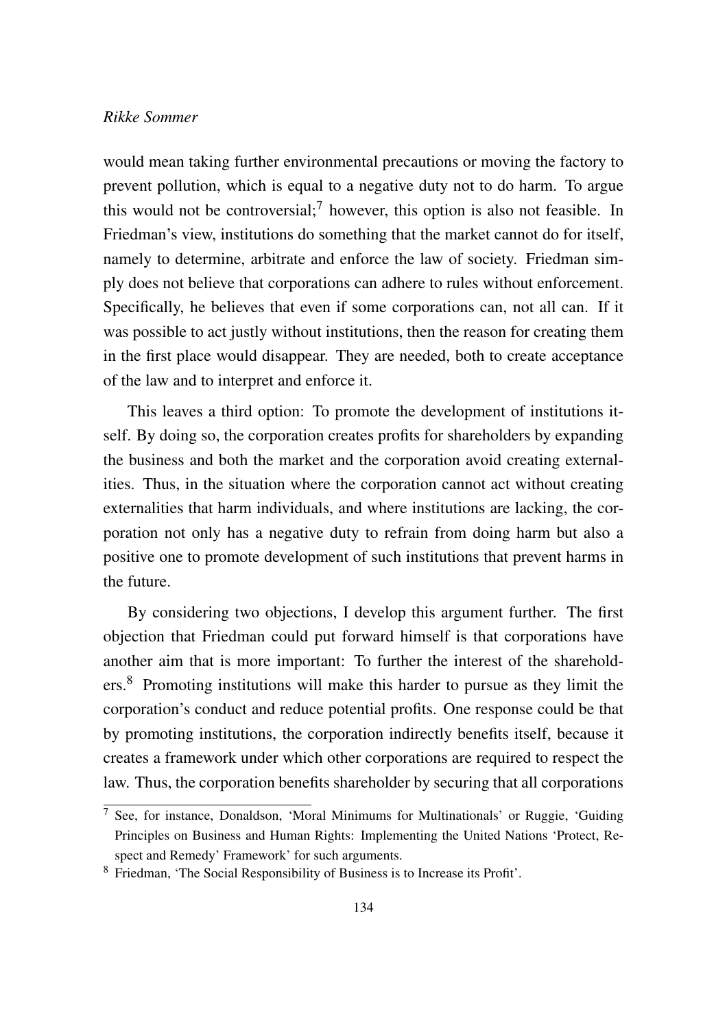would mean taking further environmental precautions or moving the factory to prevent pollution, which is equal to a negative duty not to do harm. To argue this would not be controversial;[7] however, this option is also not feasible. In Friedman's view, institutions do something that the market cannot do for itself, namely to determine, arbitrate and enforce the law of society. Friedman simply does not believe that corporations can adhere to rules without enforcement. Specifically, he believes that even if some corporations can, not all can. If it was possible to act justly without institutions, then the reason for creating them in the first place would disappear. They are needed, both to create acceptance of the law and to interpret and enforce it.

This leaves a third option: To promote the development of institutions itself. By doing so, the corporation creates profits for shareholders by expanding the business and both the market and the corporation avoid creating externalities. Thus, in the situation where the corporation cannot act without creating externalities that harm individuals, and where institutions are lacking, the corporation not only has a negative duty to refrain from doing harm but also a positive one to promote development of such institutions that prevent harms in the future.

By considering two objections, I develop this argument further. The first objection that Friedman could put forward himself is that corporations have another aim that is more important: To further the interest of the shareholders.[8] Promoting institutions will make this harder to pursue as they limit the corporation's conduct and reduce potential profits. One response could be that by promoting institutions, the corporation indirectly benefits itself, because it creates a framework under which other corporations are required to respect the law. Thus, the corporation benefits shareholder by securing that all corporations

---

[7] See, for instance, Donaldson, 'Moral Minimums for Multinationals' or Ruggie, 'Guiding Principles on Business and Human Rights: Implementing the United Nations 'Protect, Respect and Remedy' Framework' for such arguments.

[8] Friedman, 'The Social Responsibility of Business is to Increase its Profit'.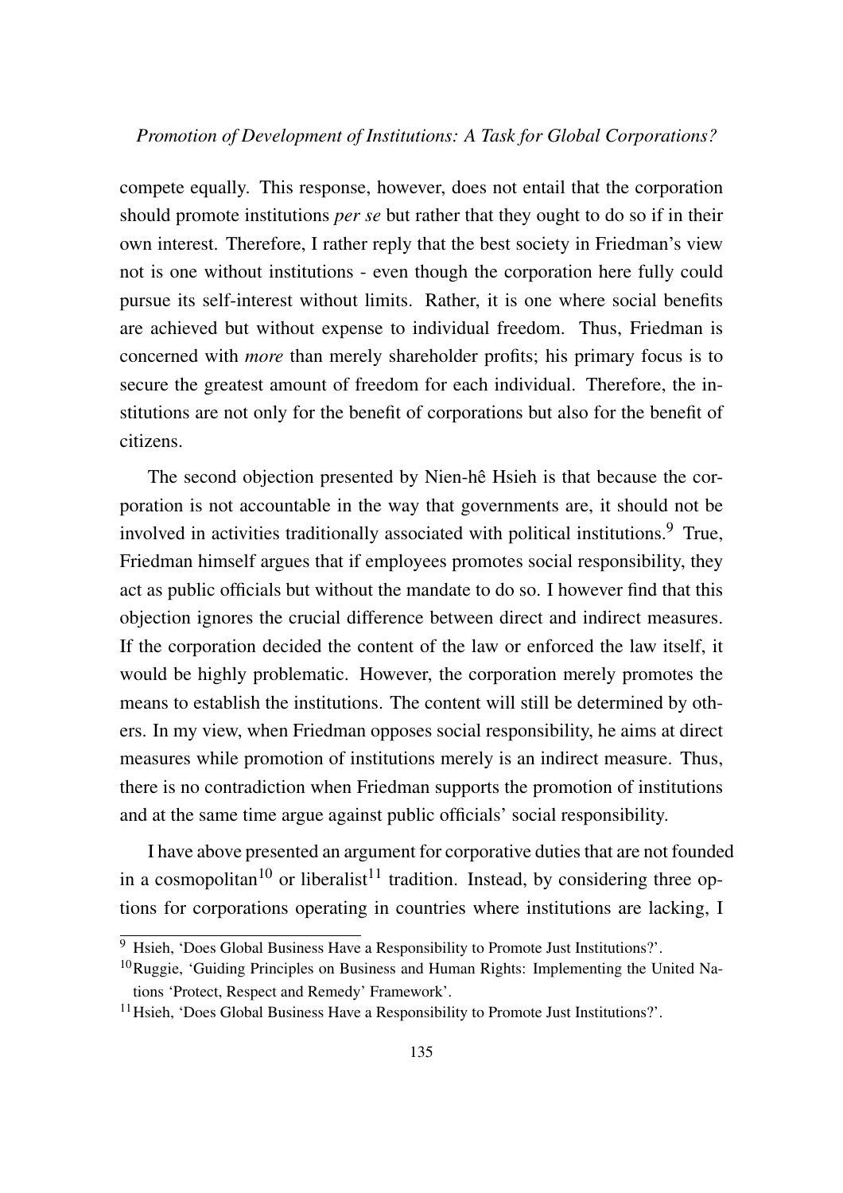compete equally. This response, however, does not entail that the corporation should promote institutions *per se* but rather that they ought to do so if in their own interest. Therefore, I rather reply that the best society in Friedman's view not is one without institutions - even though the corporation here fully could pursue its self-interest without limits. Rather, it is one where social benefits are achieved but without expense to individual freedom. Thus, Friedman is concerned with *more* than merely shareholder profits; his primary focus is to secure the greatest amount of freedom for each individual. Therefore, the institutions are not only for the benefit of corporations but also for the benefit of citizens.

The second objection presented by Nien-hê Hsieh is that because the corporation is not accountable in the way that governments are, it should not be involved in activities traditionally associated with political institutions.[9] True, Friedman himself argues that if employees promotes social responsibility, they act as public officials but without the mandate to do so. I however find that this objection ignores the crucial difference between direct and indirect measures. If the corporation decided the content of the law or enforced the law itself, it would be highly problematic. However, the corporation merely promotes the means to establish the institutions. The content will still be determined by others. In my view, when Friedman opposes social responsibility, he aims at direct measures while promotion of institutions merely is an indirect measure. Thus, there is no contradiction when Friedman supports the promotion of institutions and at the same time argue against public officials' social responsibility.

I have above presented an argument for corporative duties that are not founded in a cosmopolitan[10] or liberalist[11] tradition. Instead, by considering three options for corporations operating in countries where institutions are lacking, I

---

[9] Hsieh, 'Does Global Business Have a Responsibility to Promote Just Institutions?'.

[10] Ruggie, 'Guiding Principles on Business and Human Rights: Implementing the United Nations 'Protect, Respect and Remedy' Framework'.

[11] Hsieh, 'Does Global Business Have a Responsibility to Promote Just Institutions?'.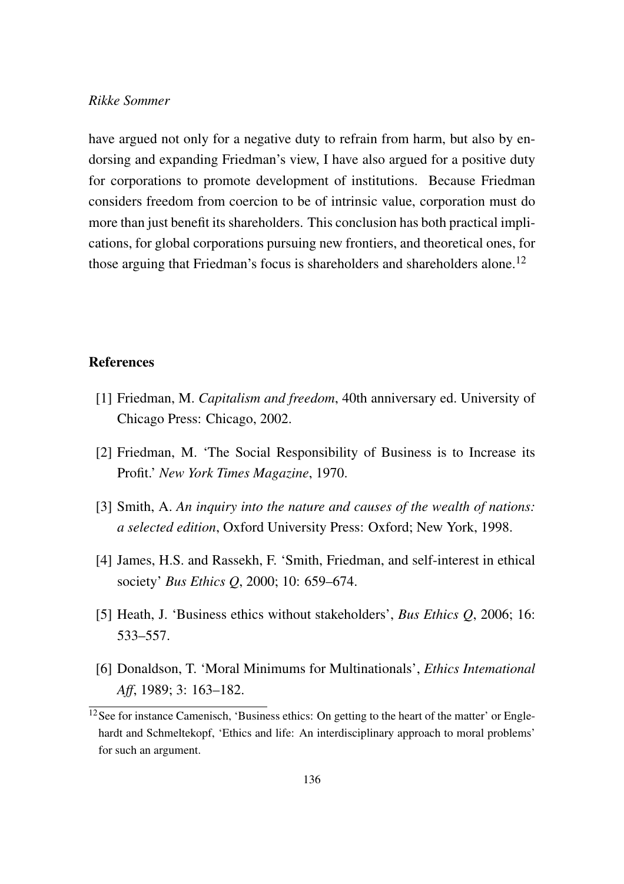have argued not only for a negative duty to refrain from harm, but also by endorsing and expanding Friedman's view, I have also argued for a positive duty for corporations to promote development of institutions. Because Friedman considers freedom from coercion to be of intrinsic value, corporation must do more than just benefit its shareholders. This conclusion has both practical implications, for global corporations pursuing new frontiers, and theoretical ones, for those arguing that Friedman's focus is shareholders and shareholders alone.[12]

## References

[1] Friedman, M. *Capitalism and freedom*, 40th anniversary ed. University of Chicago Press: Chicago, 2002.

[2] Friedman, M. 'The Social Responsibility of Business is to Increase its Profit.' *New York Times Magazine*, 1970.

[3] Smith, A. *An inquiry into the nature and causes of the wealth of nations: a selected edition*, Oxford University Press: Oxford; New York, 1998.

[4] James, H.S. and Rassekh, F. 'Smith, Friedman, and self-interest in ethical society' *Bus Ethics Q*, 2000; 10: 659–674.

[5] Heath, J. 'Business ethics without stakeholders', *Bus Ethics Q*, 2006; 16: 533–557.

[6] Donaldson, T. 'Moral Minimums for Multinationals', *Ethics Intemational Aff*, 1989; 3: 163–182.

[12] See for instance Camenisch, 'Business ethics: On getting to the heart of the matter' or Englehardt and Schmeltekopf, 'Ethics and life: An interdisciplinary approach to moral problems' for such an argument.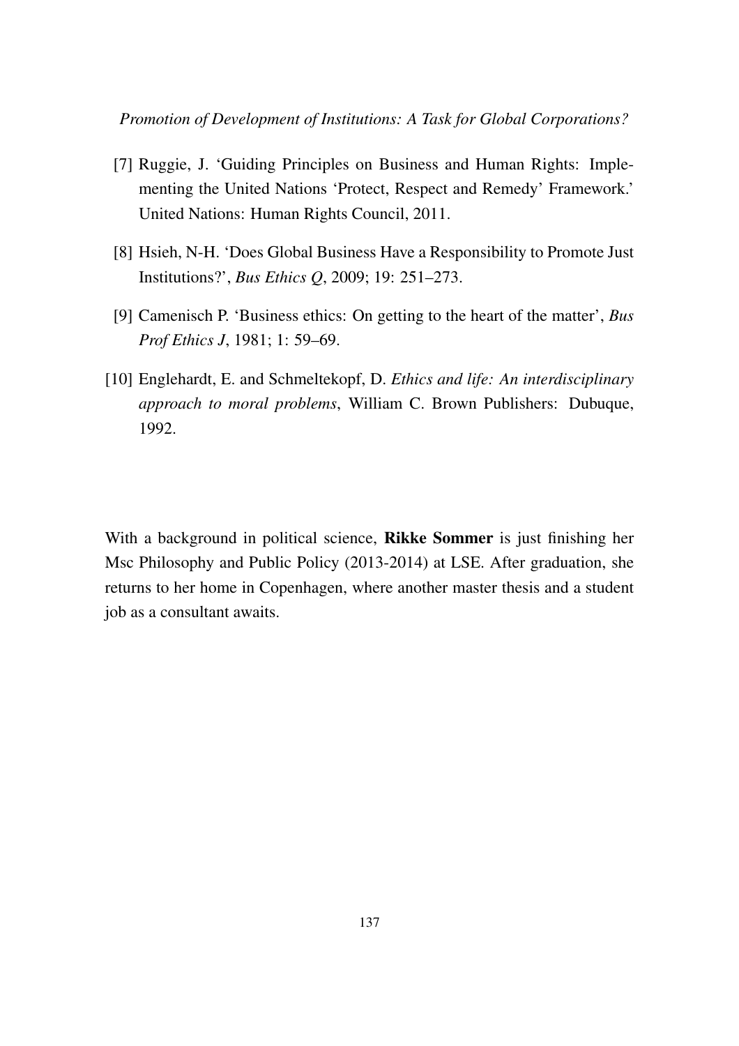[7] Ruggie, J. 'Guiding Principles on Business and Human Rights: Implementing the United Nations 'Protect, Respect and Remedy' Framework.' United Nations: Human Rights Council, 2011.

[8] Hsieh, N-H. 'Does Global Business Have a Responsibility to Promote Just Institutions?', *Bus Ethics Q*, 2009; 19: 251–273.

[9] Camenisch P. 'Business ethics: On getting to the heart of the matter', *Bus Prof Ethics J*, 1981; 1: 59–69.

[10] Englehardt, E. and Schmeltekopf, D. *Ethics and life: An interdisciplinary approach to moral problems*, William C. Brown Publishers: Dubuque, 1992.

With a background in political science, **Rikke Sommer** is just finishing her Msc Philosophy and Public Policy (2013-2014) at LSE. After graduation, she returns to her home in Copenhagen, where another master thesis and a student job as a consultant awaits.